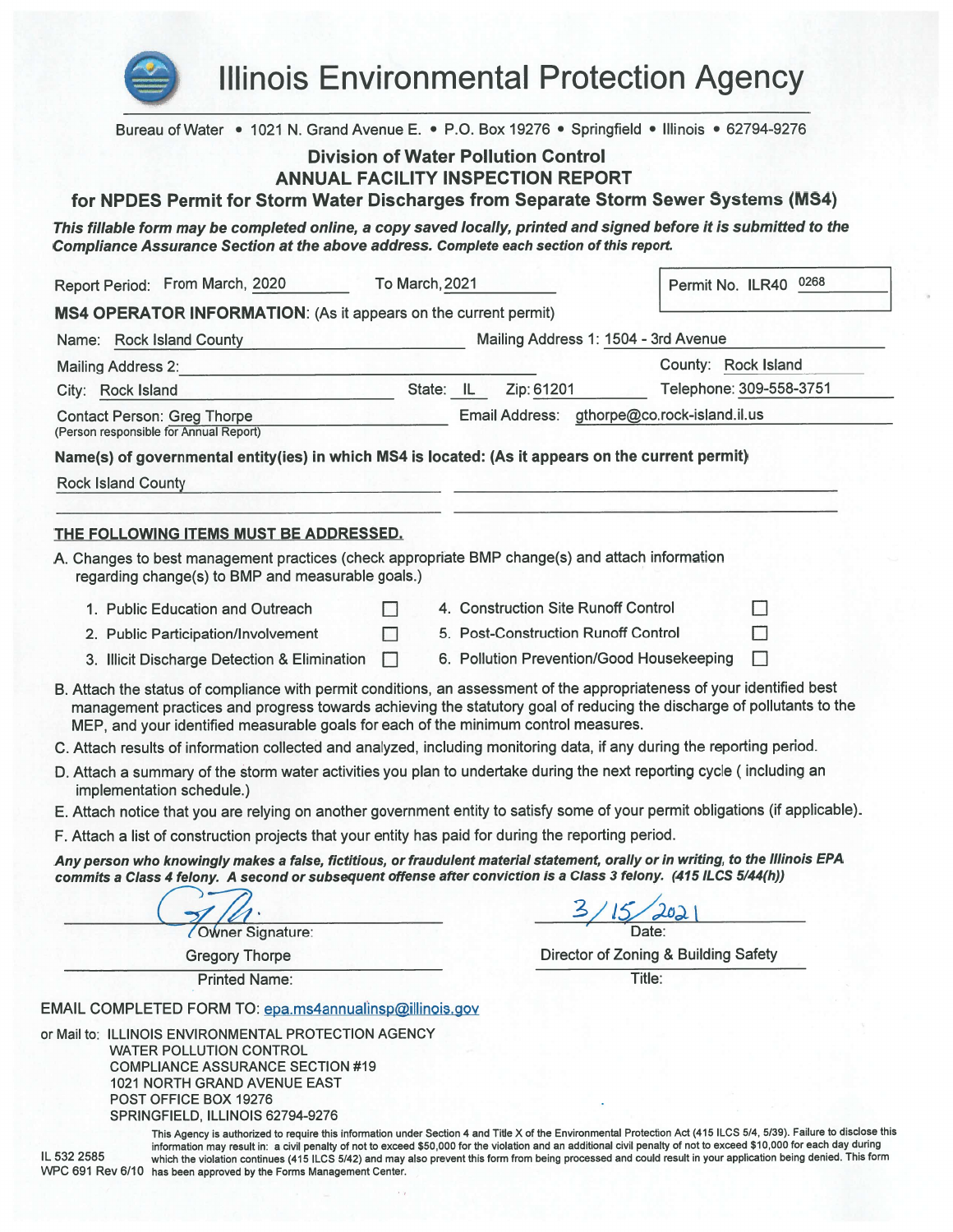# Illinois Environmental Protection Agency

Bureau of Water • 1021 N. Grand Avenue E. • P.O. Box 19276 • Springfield • Illinois • 62794-9276

## Division of Water Pollution Control
## ANNUAL FACILITY INSPECTION REPORT
## for NPDES Permit for Storm Water Discharges from Separate Storm Sewer Systems (MS4)

***This fillable form may be completed online, a copy saved locally, printed and signed before it is submitted to the Compliance Assurance Section at the above address. Complete each section of this report.***

Report Period: From March, 2020 To March, 2021

Permit No. ILR40 0268

**MS4 OPERATOR INFORMATION**: (As it appears on the current permit)

Name: Rock Island County

Mailing Address 1: 1504 - 3rd Avenue

Mailing Address 2:

County: Rock Island

City: Rock Island State: IL Zip: 61201

Telephone: 309-558-3751

Contact Person: Greg Thorpe
(Person responsible for Annual Report)

Email Address: gthorpe@co.rock-island.il.us

**Name(s) of governmental entity(ies) in which MS4 is located: (As it appears on the current permit)**

Rock Island County

**THE FOLLOWING ITEMS MUST BE ADDRESSED.**

A. Changes to best management practices (check appropriate BMP change(s) and attach information regarding change(s) to BMP and measurable goals.)

1. Public Education and Outreach ☐
2. Public Participation/Involvement ☐
3. Illicit Discharge Detection & Elimination ☐
4. Construction Site Runoff Control ☐
5. Post-Construction Runoff Control ☐
6. Pollution Prevention/Good Housekeeping ☐

B. Attach the status of compliance with permit conditions, an assessment of the appropriateness of your identified best management practices and progress towards achieving the statutory goal of reducing the discharge of pollutants to the MEP, and your identified measurable goals for each of the minimum control measures.

C. Attach results of information collected and analyzed, including monitoring data, if any during the reporting period.

D. Attach a summary of the storm water activities you plan to undertake during the next reporting cycle ( including an implementation schedule.)

E. Attach notice that you are relying on another government entity to satisfy some of your permit obligations (if applicable).

F. Attach a list of construction projects that your entity has paid for during the reporting period.

***Any person who knowingly makes a false, fictitious, or fraudulent material statement, orally or in writing, to the Illinois EPA commits a Class 4 felony. A second or subsequent offense after conviction is a Class 3 felony. (415 ILCS 5/44(h))***

Owner Signature: [signature]

Date: 3/15/2021

Gregory Thorpe
Printed Name:

Director of Zoning & Building Safety
Title:

EMAIL COMPLETED FORM TO: epa.ms4annualinsp@illinois.gov

or Mail to: ILLINOIS ENVIRONMENTAL PROTECTION AGENCY
WATER POLLUTION CONTROL
COMPLIANCE ASSURANCE SECTION #19
1021 NORTH GRAND AVENUE EAST
POST OFFICE BOX 19276
SPRINGFIELD, ILLINOIS 62794-9276

This Agency is authorized to require this information under Section 4 and Title X of the Environmental Protection Act (415 ILCS 5/4, 5/39). Failure to disclose this information may result in: a civil penalty of not to exceed $50,000 for the violation and an additional civil penalty of not to exceed $10,000 for each day during which the violation continues (415 ILCS 5/42) and may also prevent this form from being processed and could result in your application being denied. This form has been approved by the Forms Management Center.

IL 532 2585
WPC 691 Rev 6/10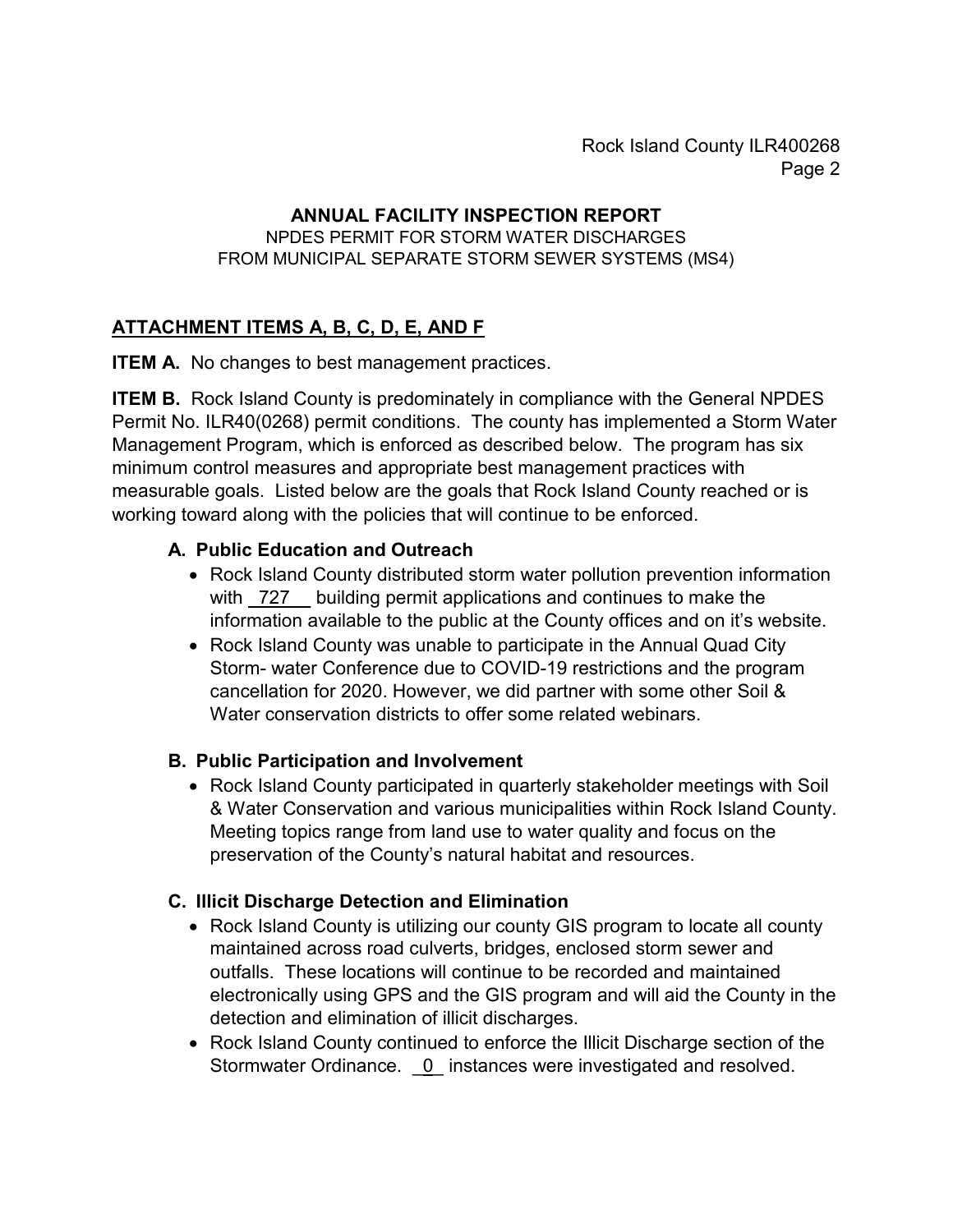## ANNUAL FACILITY INSPECTION REPORT

NPDES PERMIT FOR STORM WATER DISCHARGES
FROM MUNICIPAL SEPARATE STORM SEWER SYSTEMS (MS4)

### ATTACHMENT ITEMS A, B, C, D, E, AND F

**ITEM A.** No changes to best management practices.

**ITEM B.** Rock Island County is predominately in compliance with the General NPDES Permit No. ILR40(0268) permit conditions. The county has implemented a Storm Water Management Program, which is enforced as described below. The program has six minimum control measures and appropriate best management practices with measurable goals. Listed below are the goals that Rock Island County reached or is working toward along with the policies that will continue to be enforced.

**A. Public Education and Outreach**

- Rock Island County distributed storm water pollution prevention information with 727 building permit applications and continues to make the information available to the public at the County offices and on it's website.
- Rock Island County was unable to participate in the Annual Quad City Storm- water Conference due to COVID-19 restrictions and the program cancellation for 2020. However, we did partner with some other Soil & Water conservation districts to offer some related webinars.

**B. Public Participation and Involvement**

- Rock Island County participated in quarterly stakeholder meetings with Soil & Water Conservation and various municipalities within Rock Island County. Meeting topics range from land use to water quality and focus on the preservation of the County's natural habitat and resources.

**C. Illicit Discharge Detection and Elimination**

- Rock Island County is utilizing our county GIS program to locate all county maintained across road culverts, bridges, enclosed storm sewer and outfalls. These locations will continue to be recorded and maintained electronically using GPS and the GIS program and will aid the County in the detection and elimination of illicit discharges.
- Rock Island County continued to enforce the Illicit Discharge section of the Stormwater Ordinance. 0 instances were investigated and resolved.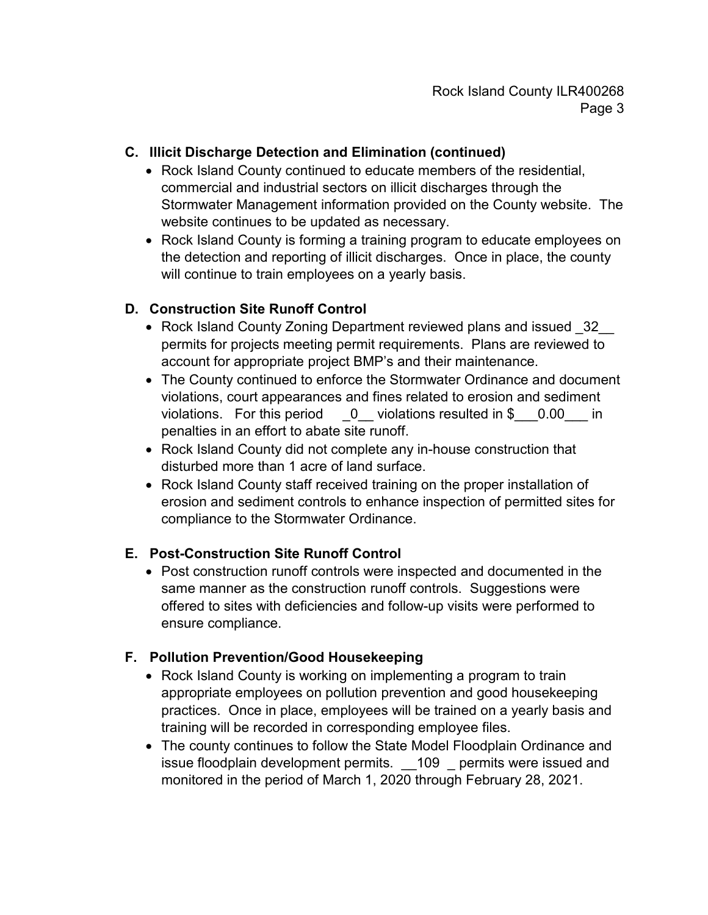## C. Illicit Discharge Detection and Elimination (continued)

- Rock Island County continued to educate members of the residential, commercial and industrial sectors on illicit discharges through the Stormwater Management information provided on the County website. The website continues to be updated as necessary.
- Rock Island County is forming a training program to educate employees on the detection and reporting of illicit discharges. Once in place, the county will continue to train employees on a yearly basis.

## D. Construction Site Runoff Control

- Rock Island County Zoning Department reviewed plans and issued _32__ permits for projects meeting permit requirements. Plans are reviewed to account for appropriate project BMP's and their maintenance.
- The County continued to enforce the Stormwater Ordinance and document violations, court appearances and fines related to erosion and sediment violations. For this period _0__ violations resulted in $___0.00___ in penalties in an effort to abate site runoff.
- Rock Island County did not complete any in-house construction that disturbed more than 1 acre of land surface.
- Rock Island County staff received training on the proper installation of erosion and sediment controls to enhance inspection of permitted sites for compliance to the Stormwater Ordinance.

## E. Post-Construction Site Runoff Control

- Post construction runoff controls were inspected and documented in the same manner as the construction runoff controls. Suggestions were offered to sites with deficiencies and follow-up visits were performed to ensure compliance.

## F. Pollution Prevention/Good Housekeeping

- Rock Island County is working on implementing a program to train appropriate employees on pollution prevention and good housekeeping practices. Once in place, employees will be trained on a yearly basis and training will be recorded in corresponding employee files.
- The county continues to follow the State Model Floodplain Ordinance and issue floodplain development permits. __109 _ permits were issued and monitored in the period of March 1, 2020 through February 28, 2021.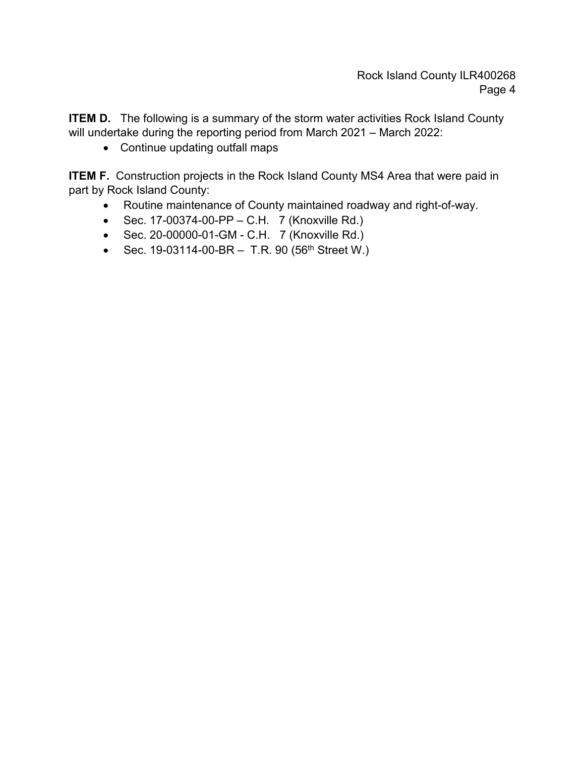**ITEM D.** The following is a summary of the storm water activities Rock Island County will undertake during the reporting period from March 2021 – March 2022:

- Continue updating outfall maps

**ITEM F.** Construction projects in the Rock Island County MS4 Area that were paid in part by Rock Island County:

- Routine maintenance of County maintained roadway and right-of-way.
- Sec. 17-00374-00-PP – C.H. 7 (Knoxville Rd.)
- Sec. 20-00000-01-GM - C.H. 7 (Knoxville Rd.)
- Sec. 19-03114-00-BR – T.R. 90 (56th Street W.)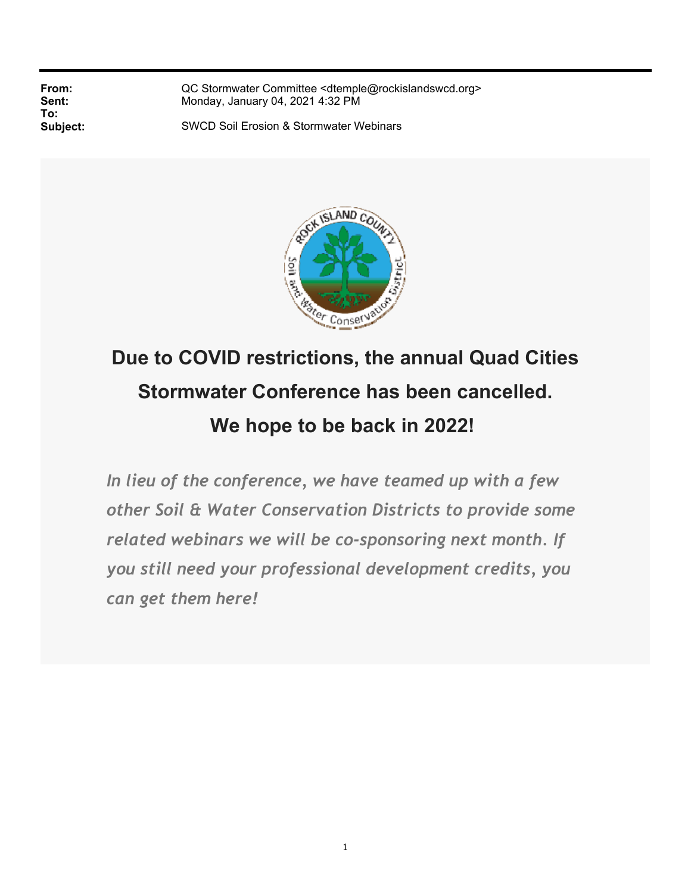**From:** QC Stormwater Committee <dtemple@rockislandswcd.org>
**Sent:** Monday, January 04, 2021 4:32 PM
**To:**
**Subject:** SWCD Soil Erosion & Stormwater Webinars

# Due to COVID restrictions, the annual Quad Cities Stormwater Conference has been cancelled. We hope to be back in 2022!

*In lieu of the conference, we have teamed up with a few other Soil & Water Conservation Districts to provide some related webinars we will be co-sponsoring next month. If you still need your professional development credits, you can get them here!*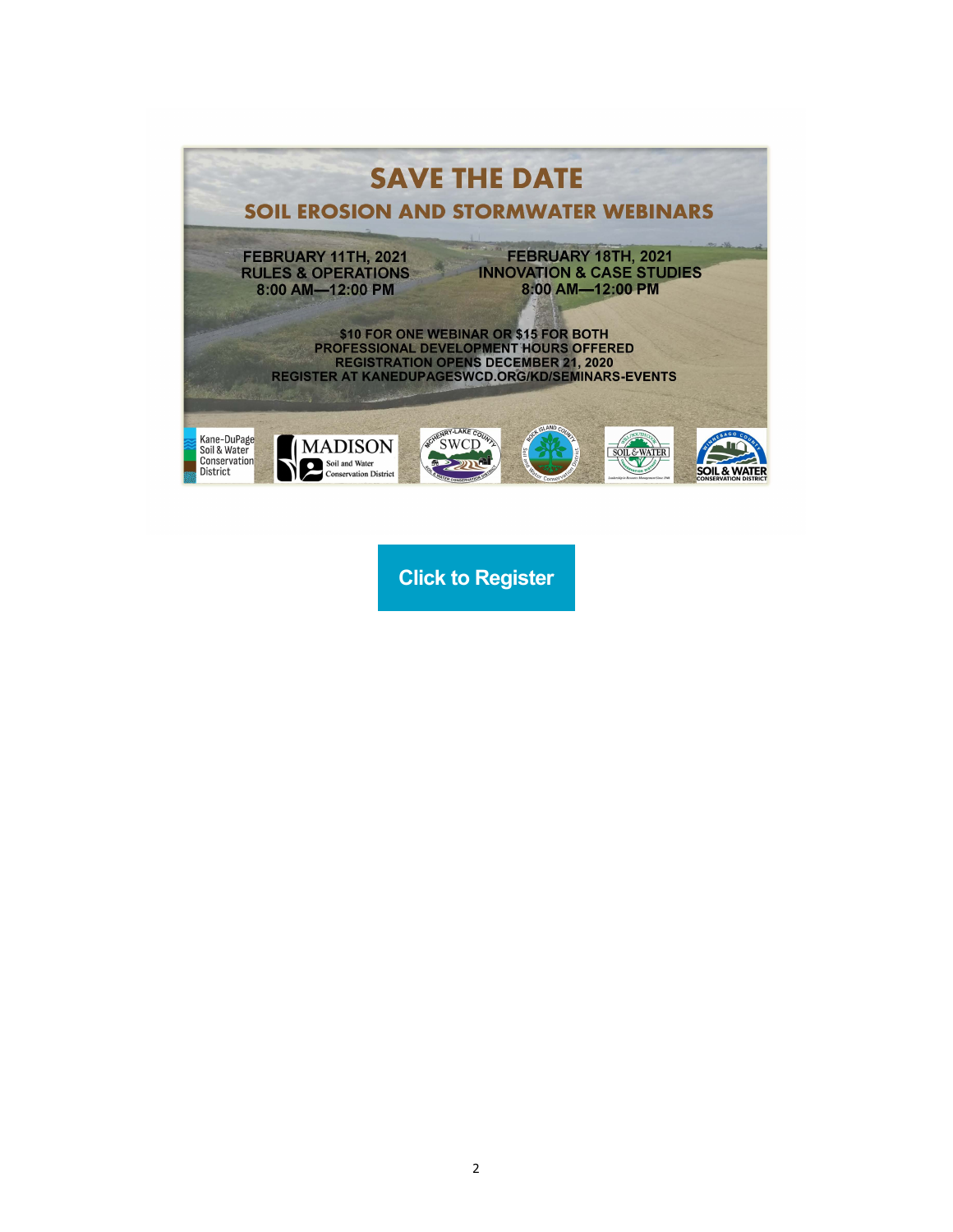# SAVE THE DATE

## SOIL EROSION AND STORMWATER WEBINARS

**FEBRUARY 11TH, 2021**
**RULES & OPERATIONS**
**8:00 AM—12:00 PM**

**FEBRUARY 18TH, 2021**
**INNOVATION & CASE STUDIES**
**8:00 AM—12:00 PM**

**$10 FOR ONE WEBINAR OR $15 FOR BOTH**
**PROFESSIONAL DEVELOPMENT HOURS OFFERED**
**REGISTRATION OPENS DECEMBER 21, 2020**
**REGISTER AT KANEDUPAGESWCD.ORG/KD/SEMINARS-EVENTS**

Kane-DuPage Soil & Water Conservation District

MADISON Soil and Water Conservation District

McHenry-Lake County SWCD

Rock Island County Soil and Water Conservation District

Soil & Water Conservation District

Winnebago County Soil & Water Conservation District

**Click to Register**